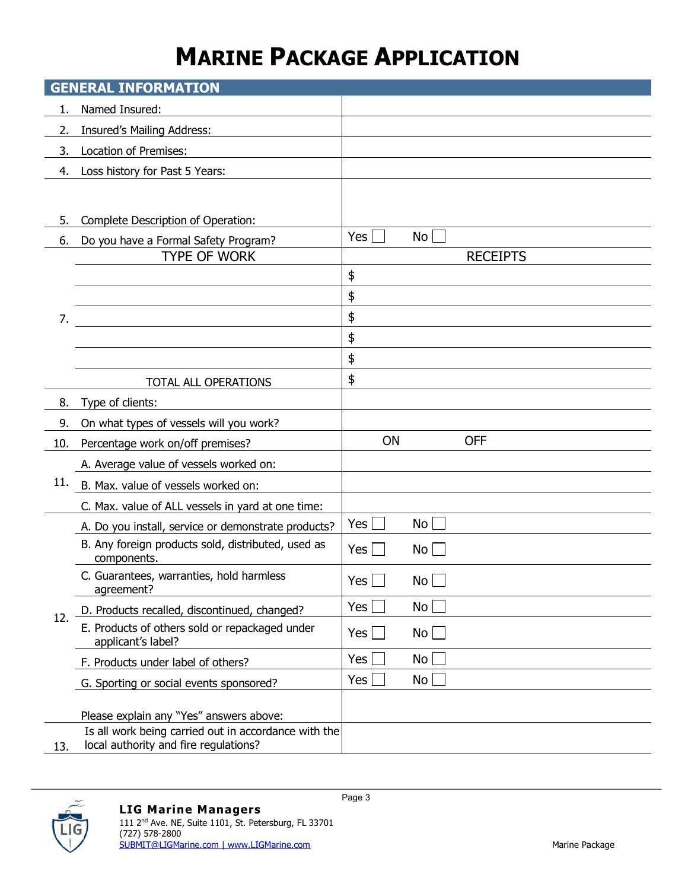# MARINE PACKAGE APPLICATION

## GENERAL INFORMATION

| | | |
|---|---|---|
| 1. | Named Insured: | |
| 2. | Insured's Mailing Address: | |
| 3. | Location of Premises: | |
| 4. | Loss history for Past 5 Years: | |
| 5. | Complete Description of Operation: | |
| 6. | Do you have a Formal Safety Program? | Yes ☐ No ☐ |
| 7. | TYPE OF WORK | RECEIPTS |
| | | $ |
| | | $ |
| | | $ |
| | | $ |
| | | $ |
| | TOTAL ALL OPERATIONS | $ |
| 8. | Type of clients: | |
| 9. | On what types of vessels will you work? | |
| 10. | Percentage work on/off premises? | ON OFF |
| 11. | A. Average value of vessels worked on: | |
| | B. Max. value of vessels worked on: | |
| | C. Max. value of ALL vessels in yard at one time: | |
| 12. | A. Do you install, service or demonstrate products? | Yes ☐ No ☐ |
| | B. Any foreign products sold, distributed, used as components. | Yes ☐ No ☐ |
| | C. Guarantees, warranties, hold harmless agreement? | Yes ☐ No ☐ |
| | D. Products recalled, discontinued, changed? | Yes ☐ No ☐ |
| | E. Products of others sold or repackaged under applicant's label? | Yes ☐ No ☐ |
| | F. Products under label of others? | Yes ☐ No ☐ |
| | G. Sporting or social events sponsored? | Yes ☐ No ☐ |
| | Please explain any "Yes" answers above: | |
| 13. | Is all work being carried out in accordance with the local authority and fire regulations? | |

**LIG Marine Managers**
111 2nd Ave. NE, Suite 1101, St. Petersburg, FL 33701
(727) 578-2800
SUBMIT@LIGMarine.com | www.LIGMarine.com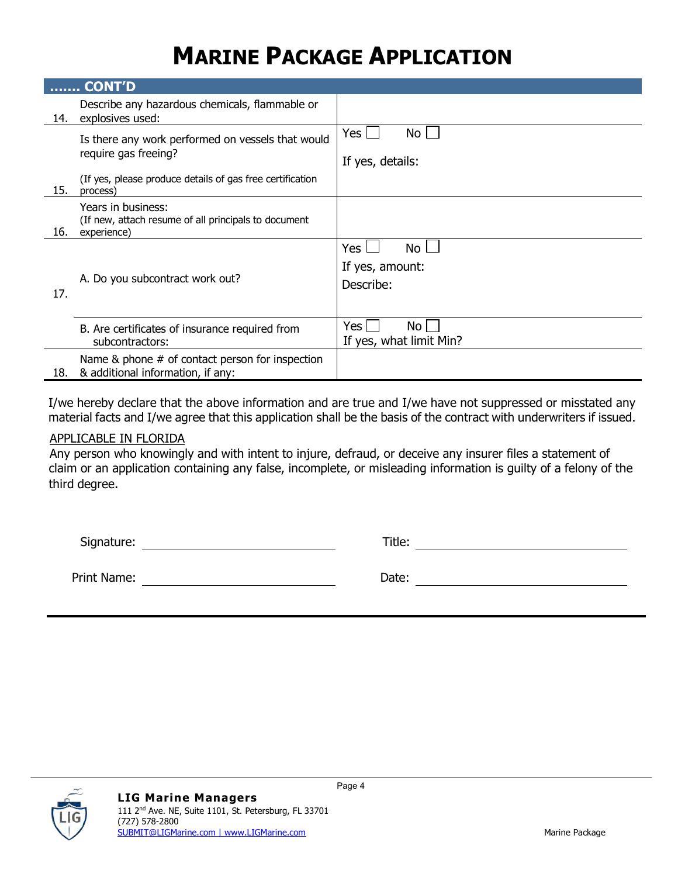# MARINE PACKAGE APPLICATION

| ....... CONT'D | | |
|---|---|---|
| 14. | Describe any hazardous chemicals, flammable or explosives used: | |
| 15. | Is there any work performed on vessels that would require gas freeing?<br><br>(If yes, please produce details of gas free certification process) | Yes ☐ No ☐<br><br>If yes, details: |
| 16. | Years in business:<br>(If new, attach resume of all principals to document experience) | |
| 17. | A. Do you subcontract work out? | Yes ☐ No ☐<br>If yes, amount:<br>Describe: |
| | B. Are certificates of insurance required from subcontractors: | Yes ☐ No ☐<br>If yes, what limit Min? |
| 18. | Name & phone # of contact person for inspection & additional information, if any: | |

I/we hereby declare that the above information and are true and I/we have not suppressed or misstated any material facts and I/we agree that this application shall be the basis of the contract with underwriters if issued.

APPLICABLE IN FLORIDA

Any person who knowingly and with intent to injure, defraud, or deceive any insurer files a statement of claim or an application containing any false, incomplete, or misleading information is guilty of a felony of the third degree.

Signature: ______________________ Title: ______________________

Print Name: ______________________ Date: ______________________

**LIG Marine Managers**
111 2nd Ave. NE, Suite 1101, St. Petersburg, FL 33701
(727) 578-2800
SUBMIT@LIGMarine.com | www.LIGMarine.com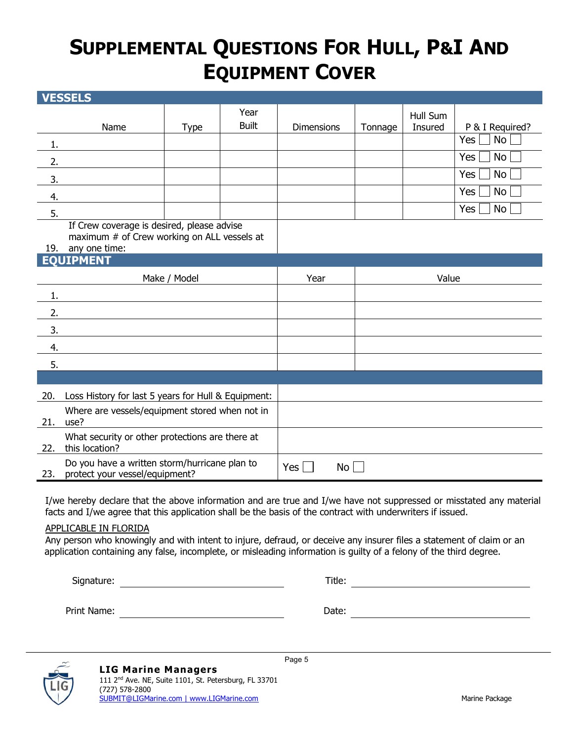# SUPPLEMENTAL QUESTIONS FOR HULL, P&I AND EQUIPMENT COVER

## VESSELS

| | Name | Type | Year Built | Dimensions | Tonnage | Hull Sum Insured | P & I Required? |
|---|---|---|---|---|---|---|---|
| 1. | | | | | | | Yes ☐ No ☐ |
| 2. | | | | | | | Yes ☐ No ☐ |
| 3. | | | | | | | Yes ☐ No ☐ |
| 4. | | | | | | | Yes ☐ No ☐ |
| 5. | | | | | | | Yes ☐ No ☐ |

| | |
|---|---|
| 19. If Crew coverage is desired, please advise maximum # of Crew working on ALL vessels at any one time: | |

## EQUIPMENT

| | Make / Model | Year | Value |
|---|---|---|---|
| 1. | | | |
| 2. | | | |
| 3. | | | |
| 4. | | | |
| 5. | | | |

| | | |
|---|---|---|
| 20. | Loss History for last 5 years for Hull & Equipment: | |
| 21. | Where are vessels/equipment stored when not in use? | |
| 22. | What security or other protections are there at this location? | |
| 23. | Do you have a written storm/hurricane plan to protect your vessel/equipment? | Yes ☐ No ☐ |

I/we hereby declare that the above information and are true and I/we have not suppressed or misstated any material facts and I/we agree that this application shall be the basis of the contract with underwriters if issued.

APPLICABLE IN FLORIDA

Any person who knowingly and with intent to injure, defraud, or deceive any insurer files a statement of claim or an application containing any false, incomplete, or misleading information is guilty of a felony of the third degree.

Signature: ____________________ Title: ____________________

Print Name: ____________________ Date: ____________________

**LIG Marine Managers**
111 2nd Ave. NE, Suite 1101, St. Petersburg, FL 33701
(727) 578-2800
SUBMIT@LIGMarine.com | www.LIGMarine.com